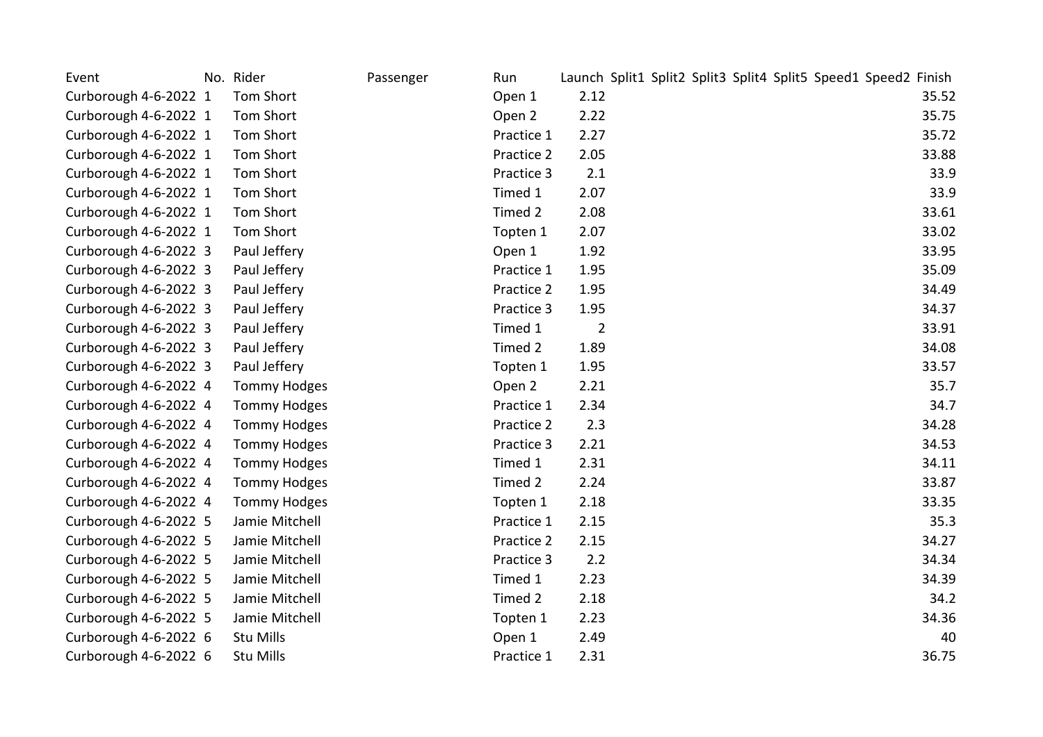| Event | No. | Rider | Passenger | Run | Launch | Split1 | Split2 | Split3 | Split4 | Split5 | Speed1 | Speed2 | Finish |
|---|---|---|---|---|---|---|---|---|---|---|---|---|---|
| Curborough 4-6-2022 | 1 | Tom Short | | Open 1 | 2.12 | | | | | | | | 35.52 |
| Curborough 4-6-2022 | 1 | Tom Short | | Open 2 | 2.22 | | | | | | | | 35.75 |
| Curborough 4-6-2022 | 1 | Tom Short | | Practice 1 | 2.27 | | | | | | | | 35.72 |
| Curborough 4-6-2022 | 1 | Tom Short | | Practice 2 | 2.05 | | | | | | | | 33.88 |
| Curborough 4-6-2022 | 1 | Tom Short | | Practice 3 | 2.1 | | | | | | | | 33.9 |
| Curborough 4-6-2022 | 1 | Tom Short | | Timed 1 | 2.07 | | | | | | | | 33.9 |
| Curborough 4-6-2022 | 1 | Tom Short | | Timed 2 | 2.08 | | | | | | | | 33.61 |
| Curborough 4-6-2022 | 1 | Tom Short | | Topten 1 | 2.07 | | | | | | | | 33.02 |
| Curborough 4-6-2022 | 3 | Paul Jeffery | | Open 1 | 1.92 | | | | | | | | 33.95 |
| Curborough 4-6-2022 | 3 | Paul Jeffery | | Practice 1 | 1.95 | | | | | | | | 35.09 |
| Curborough 4-6-2022 | 3 | Paul Jeffery | | Practice 2 | 1.95 | | | | | | | | 34.49 |
| Curborough 4-6-2022 | 3 | Paul Jeffery | | Practice 3 | 1.95 | | | | | | | | 34.37 |
| Curborough 4-6-2022 | 3 | Paul Jeffery | | Timed 1 | 2 | | | | | | | | 33.91 |
| Curborough 4-6-2022 | 3 | Paul Jeffery | | Timed 2 | 1.89 | | | | | | | | 34.08 |
| Curborough 4-6-2022 | 3 | Paul Jeffery | | Topten 1 | 1.95 | | | | | | | | 33.57 |
| Curborough 4-6-2022 | 4 | Tommy Hodges | | Open 2 | 2.21 | | | | | | | | 35.7 |
| Curborough 4-6-2022 | 4 | Tommy Hodges | | Practice 1 | 2.34 | | | | | | | | 34.7 |
| Curborough 4-6-2022 | 4 | Tommy Hodges | | Practice 2 | 2.3 | | | | | | | | 34.28 |
| Curborough 4-6-2022 | 4 | Tommy Hodges | | Practice 3 | 2.21 | | | | | | | | 34.53 |
| Curborough 4-6-2022 | 4 | Tommy Hodges | | Timed 1 | 2.31 | | | | | | | | 34.11 |
| Curborough 4-6-2022 | 4 | Tommy Hodges | | Timed 2 | 2.24 | | | | | | | | 33.87 |
| Curborough 4-6-2022 | 4 | Tommy Hodges | | Topten 1 | 2.18 | | | | | | | | 33.35 |
| Curborough 4-6-2022 | 5 | Jamie Mitchell | | Practice 1 | 2.15 | | | | | | | | 35.3 |
| Curborough 4-6-2022 | 5 | Jamie Mitchell | | Practice 2 | 2.15 | | | | | | | | 34.27 |
| Curborough 4-6-2022 | 5 | Jamie Mitchell | | Practice 3 | 2.2 | | | | | | | | 34.34 |
| Curborough 4-6-2022 | 5 | Jamie Mitchell | | Timed 1 | 2.23 | | | | | | | | 34.39 |
| Curborough 4-6-2022 | 5 | Jamie Mitchell | | Timed 2 | 2.18 | | | | | | | | 34.2 |
| Curborough 4-6-2022 | 5 | Jamie Mitchell | | Topten 1 | 2.23 | | | | | | | | 34.36 |
| Curborough 4-6-2022 | 6 | Stu Mills | | Open 1 | 2.49 | | | | | | | | 40 |
| Curborough 4-6-2022 | 6 | Stu Mills | | Practice 1 | 2.31 | | | | | | | | 36.75 |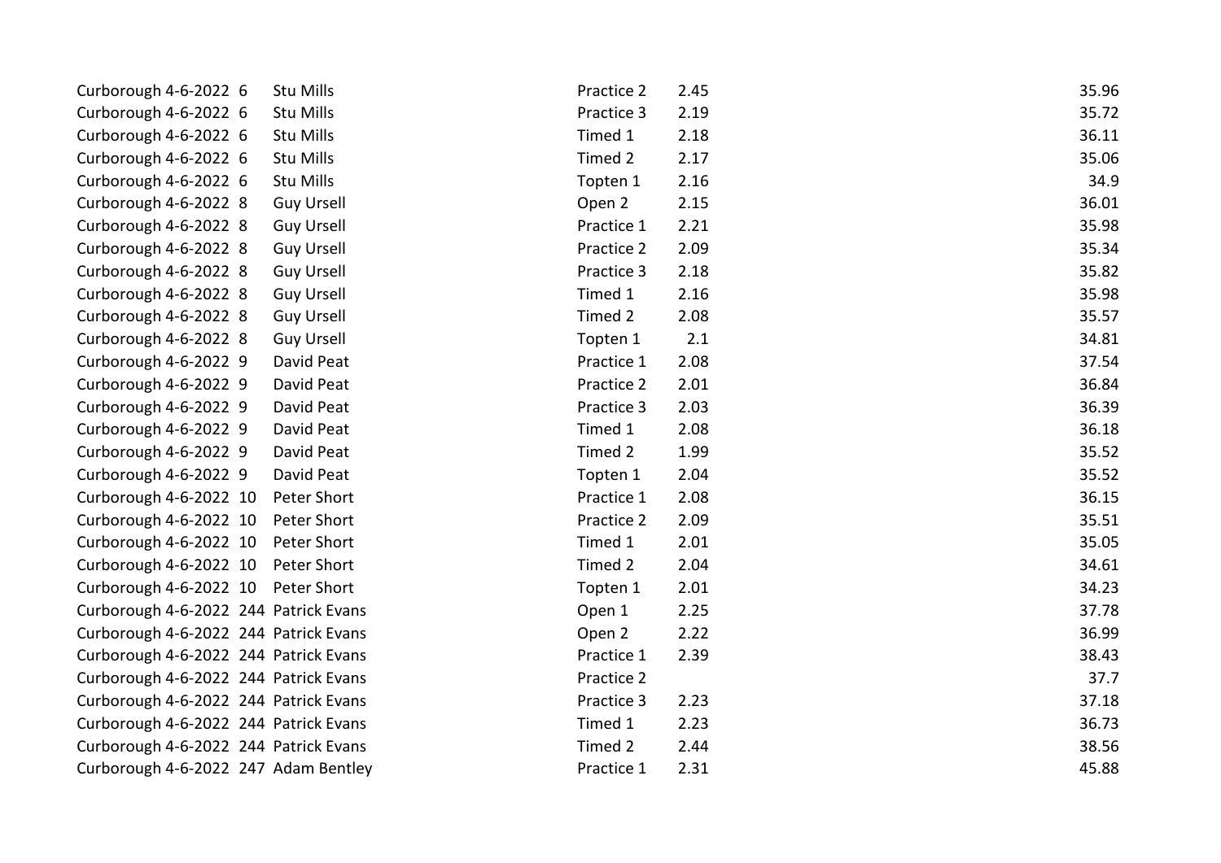| | | | | | |
|---|---|---|---|---|---|
| Curborough 4-6-2022 | 6 | Stu Mills | Practice 2 | 2.45 | 35.96 |
| Curborough 4-6-2022 | 6 | Stu Mills | Practice 3 | 2.19 | 35.72 |
| Curborough 4-6-2022 | 6 | Stu Mills | Timed 1 | 2.18 | 36.11 |
| Curborough 4-6-2022 | 6 | Stu Mills | Timed 2 | 2.17 | 35.06 |
| Curborough 4-6-2022 | 6 | Stu Mills | Topten 1 | 2.16 | 34.9 |
| Curborough 4-6-2022 | 8 | Guy Ursell | Open 2 | 2.15 | 36.01 |
| Curborough 4-6-2022 | 8 | Guy Ursell | Practice 1 | 2.21 | 35.98 |
| Curborough 4-6-2022 | 8 | Guy Ursell | Practice 2 | 2.09 | 35.34 |
| Curborough 4-6-2022 | 8 | Guy Ursell | Practice 3 | 2.18 | 35.82 |
| Curborough 4-6-2022 | 8 | Guy Ursell | Timed 1 | 2.16 | 35.98 |
| Curborough 4-6-2022 | 8 | Guy Ursell | Timed 2 | 2.08 | 35.57 |
| Curborough 4-6-2022 | 8 | Guy Ursell | Topten 1 | 2.1 | 34.81 |
| Curborough 4-6-2022 | 9 | David Peat | Practice 1 | 2.08 | 37.54 |
| Curborough 4-6-2022 | 9 | David Peat | Practice 2 | 2.01 | 36.84 |
| Curborough 4-6-2022 | 9 | David Peat | Practice 3 | 2.03 | 36.39 |
| Curborough 4-6-2022 | 9 | David Peat | Timed 1 | 2.08 | 36.18 |
| Curborough 4-6-2022 | 9 | David Peat | Timed 2 | 1.99 | 35.52 |
| Curborough 4-6-2022 | 9 | David Peat | Topten 1 | 2.04 | 35.52 |
| Curborough 4-6-2022 | 10 | Peter Short | Practice 1 | 2.08 | 36.15 |
| Curborough 4-6-2022 | 10 | Peter Short | Practice 2 | 2.09 | 35.51 |
| Curborough 4-6-2022 | 10 | Peter Short | Timed 1 | 2.01 | 35.05 |
| Curborough 4-6-2022 | 10 | Peter Short | Timed 2 | 2.04 | 34.61 |
| Curborough 4-6-2022 | 10 | Peter Short | Topten 1 | 2.01 | 34.23 |
| Curborough 4-6-2022 | 244 | Patrick Evans | Open 1 | 2.25 | 37.78 |
| Curborough 4-6-2022 | 244 | Patrick Evans | Open 2 | 2.22 | 36.99 |
| Curborough 4-6-2022 | 244 | Patrick Evans | Practice 1 | 2.39 | 38.43 |
| Curborough 4-6-2022 | 244 | Patrick Evans | Practice 2 | | 37.7 |
| Curborough 4-6-2022 | 244 | Patrick Evans | Practice 3 | 2.23 | 37.18 |
| Curborough 4-6-2022 | 244 | Patrick Evans | Timed 1 | 2.23 | 36.73 |
| Curborough 4-6-2022 | 244 | Patrick Evans | Timed 2 | 2.44 | 38.56 |
| Curborough 4-6-2022 | 247 | Adam Bentley | Practice 1 | 2.31 | 45.88 |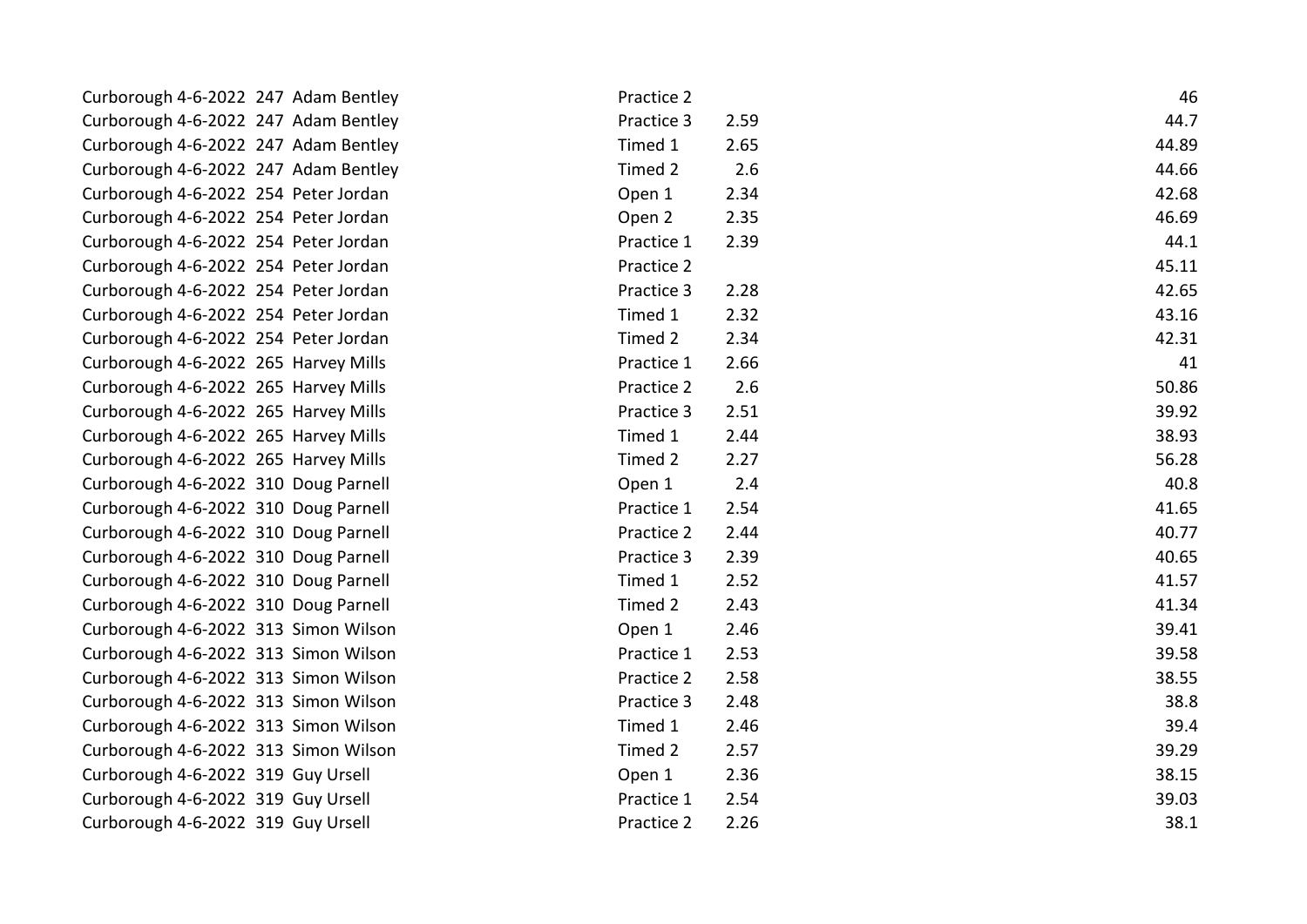| | | | | |
|---|---|---|---|---|
| Curborough 4-6-2022 | 247 | Adam Bentley | Practice 2 | | 46 |
| Curborough 4-6-2022 | 247 | Adam Bentley | Practice 3 | 2.59 | 44.7 |
| Curborough 4-6-2022 | 247 | Adam Bentley | Timed 1 | 2.65 | 44.89 |
| Curborough 4-6-2022 | 247 | Adam Bentley | Timed 2 | 2.6 | 44.66 |
| Curborough 4-6-2022 | 254 | Peter Jordan | Open 1 | 2.34 | 42.68 |
| Curborough 4-6-2022 | 254 | Peter Jordan | Open 2 | 2.35 | 46.69 |
| Curborough 4-6-2022 | 254 | Peter Jordan | Practice 1 | 2.39 | 44.1 |
| Curborough 4-6-2022 | 254 | Peter Jordan | Practice 2 | | 45.11 |
| Curborough 4-6-2022 | 254 | Peter Jordan | Practice 3 | 2.28 | 42.65 |
| Curborough 4-6-2022 | 254 | Peter Jordan | Timed 1 | 2.32 | 43.16 |
| Curborough 4-6-2022 | 254 | Peter Jordan | Timed 2 | 2.34 | 42.31 |
| Curborough 4-6-2022 | 265 | Harvey Mills | Practice 1 | 2.66 | 41 |
| Curborough 4-6-2022 | 265 | Harvey Mills | Practice 2 | 2.6 | 50.86 |
| Curborough 4-6-2022 | 265 | Harvey Mills | Practice 3 | 2.51 | 39.92 |
| Curborough 4-6-2022 | 265 | Harvey Mills | Timed 1 | 2.44 | 38.93 |
| Curborough 4-6-2022 | 265 | Harvey Mills | Timed 2 | 2.27 | 56.28 |
| Curborough 4-6-2022 | 310 | Doug Parnell | Open 1 | 2.4 | 40.8 |
| Curborough 4-6-2022 | 310 | Doug Parnell | Practice 1 | 2.54 | 41.65 |
| Curborough 4-6-2022 | 310 | Doug Parnell | Practice 2 | 2.44 | 40.77 |
| Curborough 4-6-2022 | 310 | Doug Parnell | Practice 3 | 2.39 | 40.65 |
| Curborough 4-6-2022 | 310 | Doug Parnell | Timed 1 | 2.52 | 41.57 |
| Curborough 4-6-2022 | 310 | Doug Parnell | Timed 2 | 2.43 | 41.34 |
| Curborough 4-6-2022 | 313 | Simon Wilson | Open 1 | 2.46 | 39.41 |
| Curborough 4-6-2022 | 313 | Simon Wilson | Practice 1 | 2.53 | 39.58 |
| Curborough 4-6-2022 | 313 | Simon Wilson | Practice 2 | 2.58 | 38.55 |
| Curborough 4-6-2022 | 313 | Simon Wilson | Practice 3 | 2.48 | 38.8 |
| Curborough 4-6-2022 | 313 | Simon Wilson | Timed 1 | 2.46 | 39.4 |
| Curborough 4-6-2022 | 313 | Simon Wilson | Timed 2 | 2.57 | 39.29 |
| Curborough 4-6-2022 | 319 | Guy Ursell | Open 1 | 2.36 | 38.15 |
| Curborough 4-6-2022 | 319 | Guy Ursell | Practice 1 | 2.54 | 39.03 |
| Curborough 4-6-2022 | 319 | Guy Ursell | Practice 2 | 2.26 | 38.1 |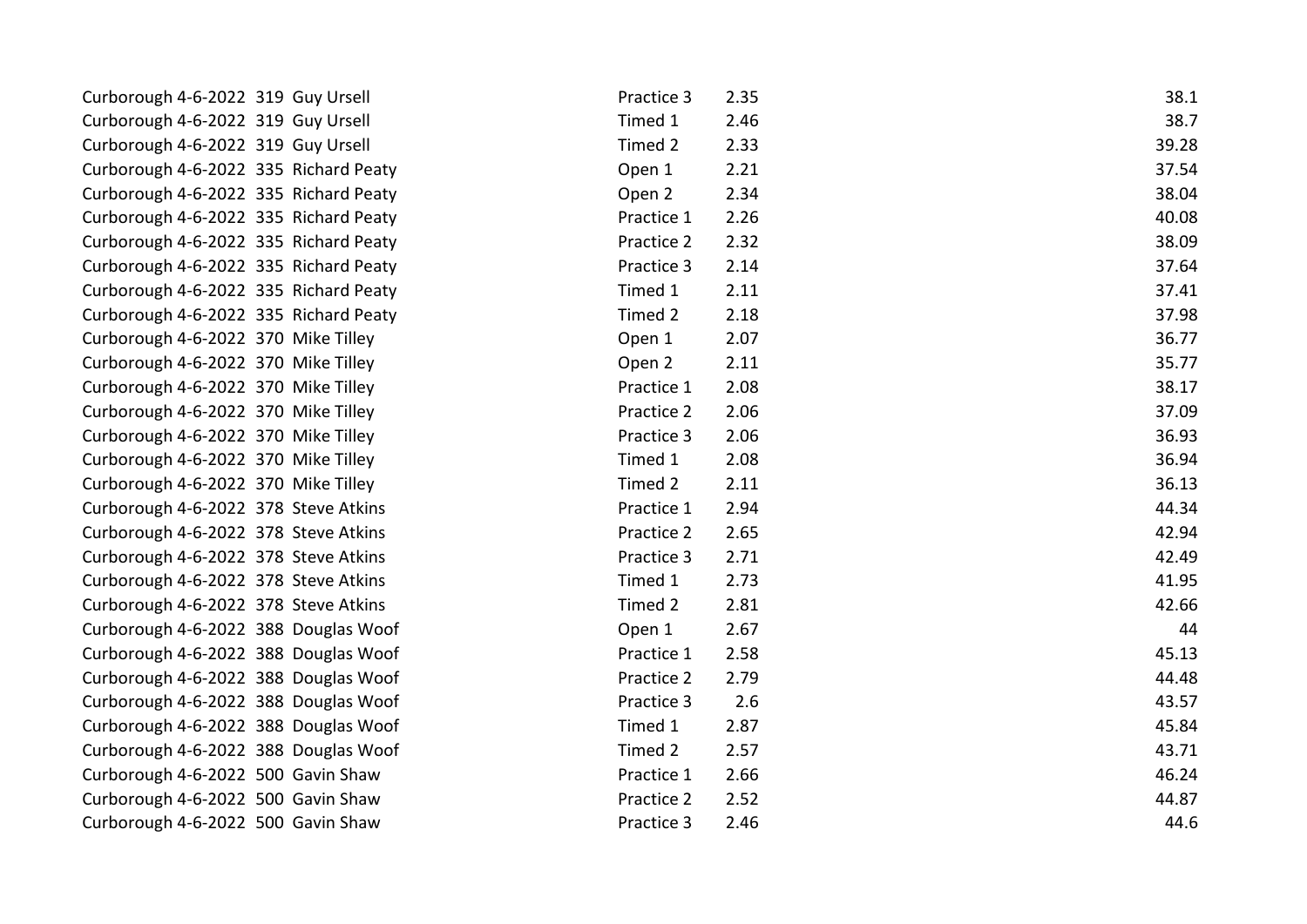| | | | | | |
|---|---|---|---|---|---|
| Curborough 4-6-2022 | 319 | Guy Ursell | Practice 3 | 2.35 | 38.1 |
| Curborough 4-6-2022 | 319 | Guy Ursell | Timed 1 | 2.46 | 38.7 |
| Curborough 4-6-2022 | 319 | Guy Ursell | Timed 2 | 2.33 | 39.28 |
| Curborough 4-6-2022 | 335 | Richard Peaty | Open 1 | 2.21 | 37.54 |
| Curborough 4-6-2022 | 335 | Richard Peaty | Open 2 | 2.34 | 38.04 |
| Curborough 4-6-2022 | 335 | Richard Peaty | Practice 1 | 2.26 | 40.08 |
| Curborough 4-6-2022 | 335 | Richard Peaty | Practice 2 | 2.32 | 38.09 |
| Curborough 4-6-2022 | 335 | Richard Peaty | Practice 3 | 2.14 | 37.64 |
| Curborough 4-6-2022 | 335 | Richard Peaty | Timed 1 | 2.11 | 37.41 |
| Curborough 4-6-2022 | 335 | Richard Peaty | Timed 2 | 2.18 | 37.98 |
| Curborough 4-6-2022 | 370 | Mike Tilley | Open 1 | 2.07 | 36.77 |
| Curborough 4-6-2022 | 370 | Mike Tilley | Open 2 | 2.11 | 35.77 |
| Curborough 4-6-2022 | 370 | Mike Tilley | Practice 1 | 2.08 | 38.17 |
| Curborough 4-6-2022 | 370 | Mike Tilley | Practice 2 | 2.06 | 37.09 |
| Curborough 4-6-2022 | 370 | Mike Tilley | Practice 3 | 2.06 | 36.93 |
| Curborough 4-6-2022 | 370 | Mike Tilley | Timed 1 | 2.08 | 36.94 |
| Curborough 4-6-2022 | 370 | Mike Tilley | Timed 2 | 2.11 | 36.13 |
| Curborough 4-6-2022 | 378 | Steve Atkins | Practice 1 | 2.94 | 44.34 |
| Curborough 4-6-2022 | 378 | Steve Atkins | Practice 2 | 2.65 | 42.94 |
| Curborough 4-6-2022 | 378 | Steve Atkins | Practice 3 | 2.71 | 42.49 |
| Curborough 4-6-2022 | 378 | Steve Atkins | Timed 1 | 2.73 | 41.95 |
| Curborough 4-6-2022 | 378 | Steve Atkins | Timed 2 | 2.81 | 42.66 |
| Curborough 4-6-2022 | 388 | Douglas Woof | Open 1 | 2.67 | 44 |
| Curborough 4-6-2022 | 388 | Douglas Woof | Practice 1 | 2.58 | 45.13 |
| Curborough 4-6-2022 | 388 | Douglas Woof | Practice 2 | 2.79 | 44.48 |
| Curborough 4-6-2022 | 388 | Douglas Woof | Practice 3 | 2.6 | 43.57 |
| Curborough 4-6-2022 | 388 | Douglas Woof | Timed 1 | 2.87 | 45.84 |
| Curborough 4-6-2022 | 388 | Douglas Woof | Timed 2 | 2.57 | 43.71 |
| Curborough 4-6-2022 | 500 | Gavin Shaw | Practice 1 | 2.66 | 46.24 |
| Curborough 4-6-2022 | 500 | Gavin Shaw | Practice 2 | 2.52 | 44.87 |
| Curborough 4-6-2022 | 500 | Gavin Shaw | Practice 3 | 2.46 | 44.6 |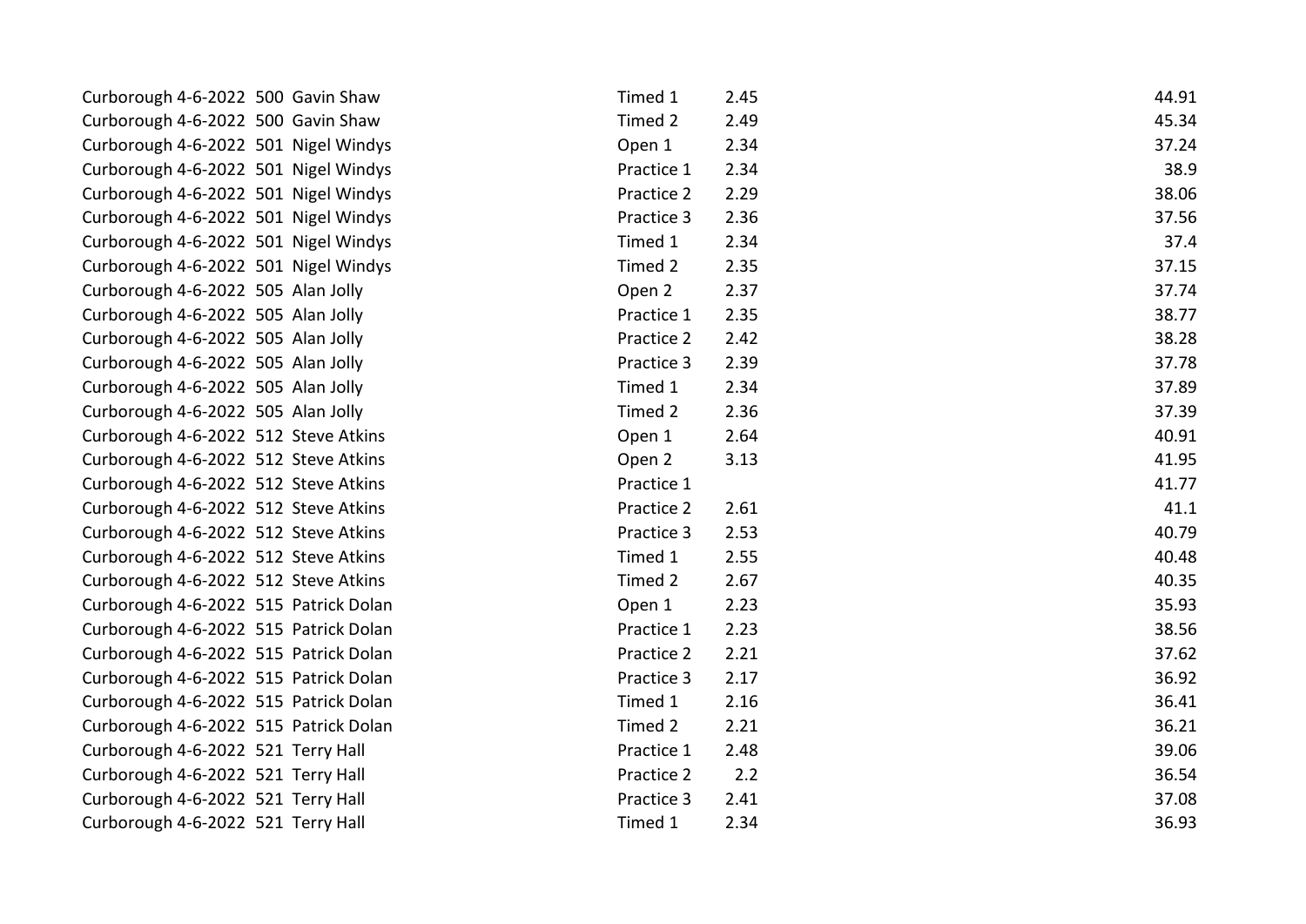| | | | | |
|---|---|---|---|---|
| Curborough 4-6-2022 500 Gavin Shaw | Timed 1 | 2.45 | | 44.91 |
| Curborough 4-6-2022 500 Gavin Shaw | Timed 2 | 2.49 | | 45.34 |
| Curborough 4-6-2022 501 Nigel Windys | Open 1 | 2.34 | | 37.24 |
| Curborough 4-6-2022 501 Nigel Windys | Practice 1 | 2.34 | | 38.9 |
| Curborough 4-6-2022 501 Nigel Windys | Practice 2 | 2.29 | | 38.06 |
| Curborough 4-6-2022 501 Nigel Windys | Practice 3 | 2.36 | | 37.56 |
| Curborough 4-6-2022 501 Nigel Windys | Timed 1 | 2.34 | | 37.4 |
| Curborough 4-6-2022 501 Nigel Windys | Timed 2 | 2.35 | | 37.15 |
| Curborough 4-6-2022 505 Alan Jolly | Open 2 | 2.37 | | 37.74 |
| Curborough 4-6-2022 505 Alan Jolly | Practice 1 | 2.35 | | 38.77 |
| Curborough 4-6-2022 505 Alan Jolly | Practice 2 | 2.42 | | 38.28 |
| Curborough 4-6-2022 505 Alan Jolly | Practice 3 | 2.39 | | 37.78 |
| Curborough 4-6-2022 505 Alan Jolly | Timed 1 | 2.34 | | 37.89 |
| Curborough 4-6-2022 505 Alan Jolly | Timed 2 | 2.36 | | 37.39 |
| Curborough 4-6-2022 512 Steve Atkins | Open 1 | 2.64 | | 40.91 |
| Curborough 4-6-2022 512 Steve Atkins | Open 2 | 3.13 | | 41.95 |
| Curborough 4-6-2022 512 Steve Atkins | Practice 1 | | | 41.77 |
| Curborough 4-6-2022 512 Steve Atkins | Practice 2 | 2.61 | | 41.1 |
| Curborough 4-6-2022 512 Steve Atkins | Practice 3 | 2.53 | | 40.79 |
| Curborough 4-6-2022 512 Steve Atkins | Timed 1 | 2.55 | | 40.48 |
| Curborough 4-6-2022 512 Steve Atkins | Timed 2 | 2.67 | | 40.35 |
| Curborough 4-6-2022 515 Patrick Dolan | Open 1 | 2.23 | | 35.93 |
| Curborough 4-6-2022 515 Patrick Dolan | Practice 1 | 2.23 | | 38.56 |
| Curborough 4-6-2022 515 Patrick Dolan | Practice 2 | 2.21 | | 37.62 |
| Curborough 4-6-2022 515 Patrick Dolan | Practice 3 | 2.17 | | 36.92 |
| Curborough 4-6-2022 515 Patrick Dolan | Timed 1 | 2.16 | | 36.41 |
| Curborough 4-6-2022 515 Patrick Dolan | Timed 2 | 2.21 | | 36.21 |
| Curborough 4-6-2022 521 Terry Hall | Practice 1 | 2.48 | | 39.06 |
| Curborough 4-6-2022 521 Terry Hall | Practice 2 | 2.2 | | 36.54 |
| Curborough 4-6-2022 521 Terry Hall | Practice 3 | 2.41 | | 37.08 |
| Curborough 4-6-2022 521 Terry Hall | Timed 1 | 2.34 | | 36.93 |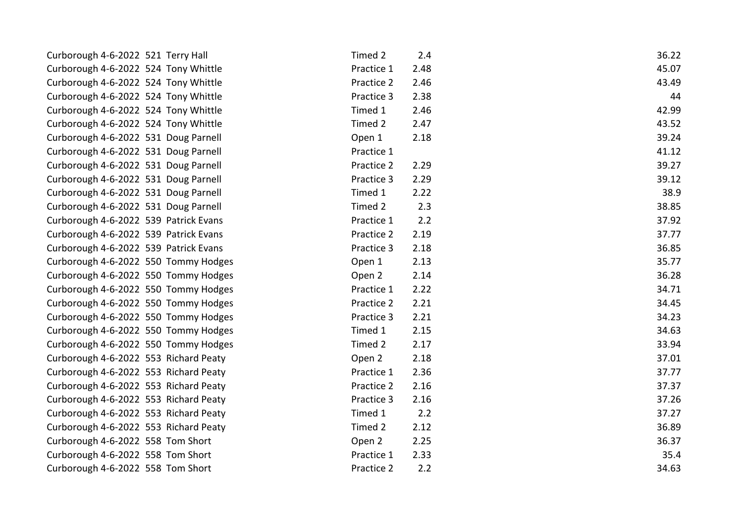| | | | | |
|---|---|---|---|---|
| Curborough 4-6-2022 | 521 Terry Hall | Timed 2 | 2.4 | 36.22 |
| Curborough 4-6-2022 | 524 Tony Whittle | Practice 1 | 2.48 | 45.07 |
| Curborough 4-6-2022 | 524 Tony Whittle | Practice 2 | 2.46 | 43.49 |
| Curborough 4-6-2022 | 524 Tony Whittle | Practice 3 | 2.38 | 44 |
| Curborough 4-6-2022 | 524 Tony Whittle | Timed 1 | 2.46 | 42.99 |
| Curborough 4-6-2022 | 524 Tony Whittle | Timed 2 | 2.47 | 43.52 |
| Curborough 4-6-2022 | 531 Doug Parnell | Open 1 | 2.18 | 39.24 |
| Curborough 4-6-2022 | 531 Doug Parnell | Practice 1 | | 41.12 |
| Curborough 4-6-2022 | 531 Doug Parnell | Practice 2 | 2.29 | 39.27 |
| Curborough 4-6-2022 | 531 Doug Parnell | Practice 3 | 2.29 | 39.12 |
| Curborough 4-6-2022 | 531 Doug Parnell | Timed 1 | 2.22 | 38.9 |
| Curborough 4-6-2022 | 531 Doug Parnell | Timed 2 | 2.3 | 38.85 |
| Curborough 4-6-2022 | 539 Patrick Evans | Practice 1 | 2.2 | 37.92 |
| Curborough 4-6-2022 | 539 Patrick Evans | Practice 2 | 2.19 | 37.77 |
| Curborough 4-6-2022 | 539 Patrick Evans | Practice 3 | 2.18 | 36.85 |
| Curborough 4-6-2022 | 550 Tommy Hodges | Open 1 | 2.13 | 35.77 |
| Curborough 4-6-2022 | 550 Tommy Hodges | Open 2 | 2.14 | 36.28 |
| Curborough 4-6-2022 | 550 Tommy Hodges | Practice 1 | 2.22 | 34.71 |
| Curborough 4-6-2022 | 550 Tommy Hodges | Practice 2 | 2.21 | 34.45 |
| Curborough 4-6-2022 | 550 Tommy Hodges | Practice 3 | 2.21 | 34.23 |
| Curborough 4-6-2022 | 550 Tommy Hodges | Timed 1 | 2.15 | 34.63 |
| Curborough 4-6-2022 | 550 Tommy Hodges | Timed 2 | 2.17 | 33.94 |
| Curborough 4-6-2022 | 553 Richard Peaty | Open 2 | 2.18 | 37.01 |
| Curborough 4-6-2022 | 553 Richard Peaty | Practice 1 | 2.36 | 37.77 |
| Curborough 4-6-2022 | 553 Richard Peaty | Practice 2 | 2.16 | 37.37 |
| Curborough 4-6-2022 | 553 Richard Peaty | Practice 3 | 2.16 | 37.26 |
| Curborough 4-6-2022 | 553 Richard Peaty | Timed 1 | 2.2 | 37.27 |
| Curborough 4-6-2022 | 553 Richard Peaty | Timed 2 | 2.12 | 36.89 |
| Curborough 4-6-2022 | 558 Tom Short | Open 2 | 2.25 | 36.37 |
| Curborough 4-6-2022 | 558 Tom Short | Practice 1 | 2.33 | 35.4 |
| Curborough 4-6-2022 | 558 Tom Short | Practice 2 | 2.2 | 34.63 |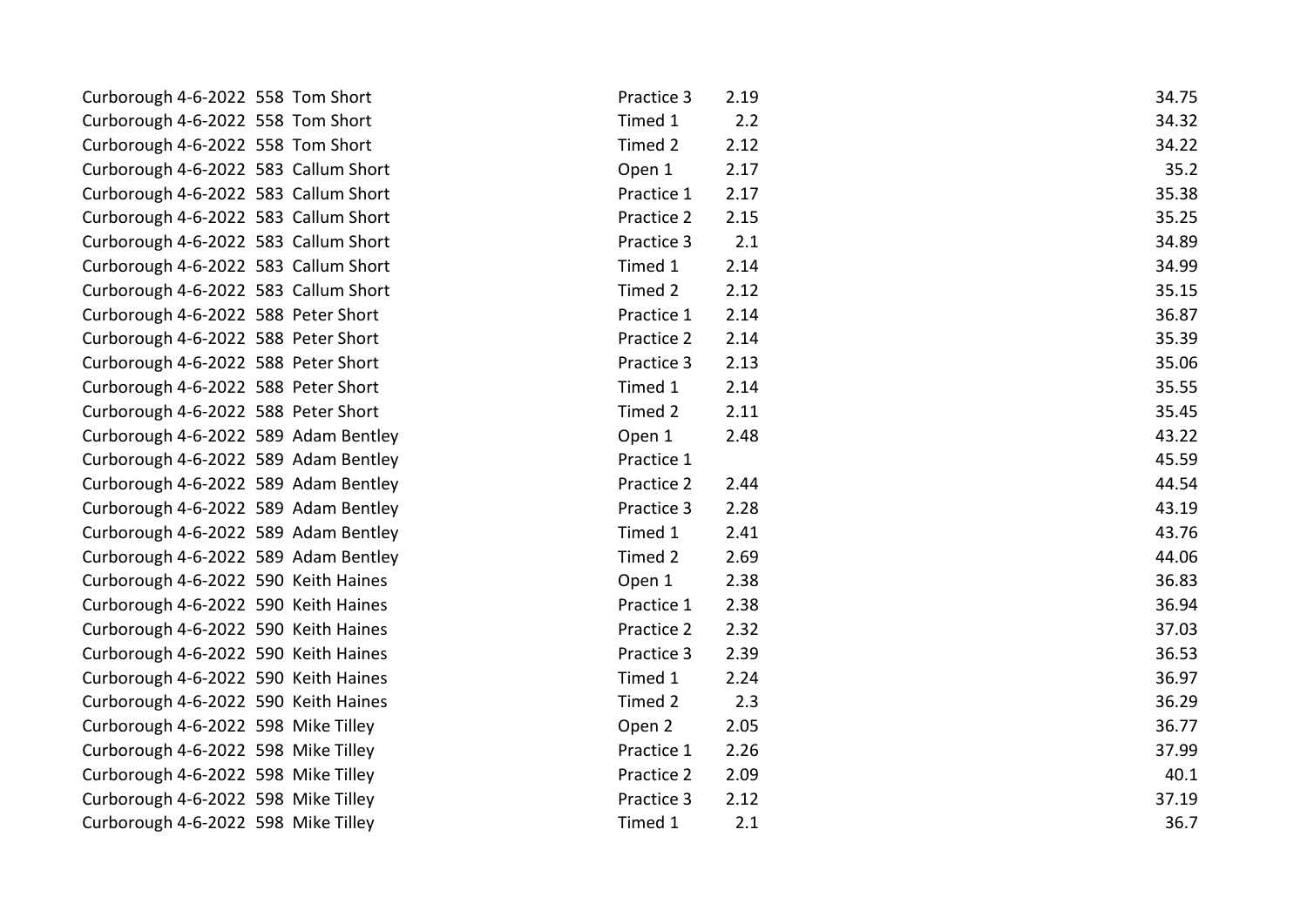| | | | | | | |
|---|---|---|---|---|---|---|
| Curborough | 4-6-2022 | 558 | Tom Short | Practice 3 | 2.19 | 34.75 |
| Curborough | 4-6-2022 | 558 | Tom Short | Timed 1 | 2.2 | 34.32 |
| Curborough | 4-6-2022 | 558 | Tom Short | Timed 2 | 2.12 | 34.22 |
| Curborough | 4-6-2022 | 583 | Callum Short | Open 1 | 2.17 | 35.2 |
| Curborough | 4-6-2022 | 583 | Callum Short | Practice 1 | 2.17 | 35.38 |
| Curborough | 4-6-2022 | 583 | Callum Short | Practice 2 | 2.15 | 35.25 |
| Curborough | 4-6-2022 | 583 | Callum Short | Practice 3 | 2.1 | 34.89 |
| Curborough | 4-6-2022 | 583 | Callum Short | Timed 1 | 2.14 | 34.99 |
| Curborough | 4-6-2022 | 583 | Callum Short | Timed 2 | 2.12 | 35.15 |
| Curborough | 4-6-2022 | 588 | Peter Short | Practice 1 | 2.14 | 36.87 |
| Curborough | 4-6-2022 | 588 | Peter Short | Practice 2 | 2.14 | 35.39 |
| Curborough | 4-6-2022 | 588 | Peter Short | Practice 3 | 2.13 | 35.06 |
| Curborough | 4-6-2022 | 588 | Peter Short | Timed 1 | 2.14 | 35.55 |
| Curborough | 4-6-2022 | 588 | Peter Short | Timed 2 | 2.11 | 35.45 |
| Curborough | 4-6-2022 | 589 | Adam Bentley | Open 1 | 2.48 | 43.22 |
| Curborough | 4-6-2022 | 589 | Adam Bentley | Practice 1 | | 45.59 |
| Curborough | 4-6-2022 | 589 | Adam Bentley | Practice 2 | 2.44 | 44.54 |
| Curborough | 4-6-2022 | 589 | Adam Bentley | Practice 3 | 2.28 | 43.19 |
| Curborough | 4-6-2022 | 589 | Adam Bentley | Timed 1 | 2.41 | 43.76 |
| Curborough | 4-6-2022 | 589 | Adam Bentley | Timed 2 | 2.69 | 44.06 |
| Curborough | 4-6-2022 | 590 | Keith Haines | Open 1 | 2.38 | 36.83 |
| Curborough | 4-6-2022 | 590 | Keith Haines | Practice 1 | 2.38 | 36.94 |
| Curborough | 4-6-2022 | 590 | Keith Haines | Practice 2 | 2.32 | 37.03 |
| Curborough | 4-6-2022 | 590 | Keith Haines | Practice 3 | 2.39 | 36.53 |
| Curborough | 4-6-2022 | 590 | Keith Haines | Timed 1 | 2.24 | 36.97 |
| Curborough | 4-6-2022 | 590 | Keith Haines | Timed 2 | 2.3 | 36.29 |
| Curborough | 4-6-2022 | 598 | Mike Tilley | Open 2 | 2.05 | 36.77 |
| Curborough | 4-6-2022 | 598 | Mike Tilley | Practice 1 | 2.26 | 37.99 |
| Curborough | 4-6-2022 | 598 | Mike Tilley | Practice 2 | 2.09 | 40.1 |
| Curborough | 4-6-2022 | 598 | Mike Tilley | Practice 3 | 2.12 | 37.19 |
| Curborough | 4-6-2022 | 598 | Mike Tilley | Timed 1 | 2.1 | 36.7 |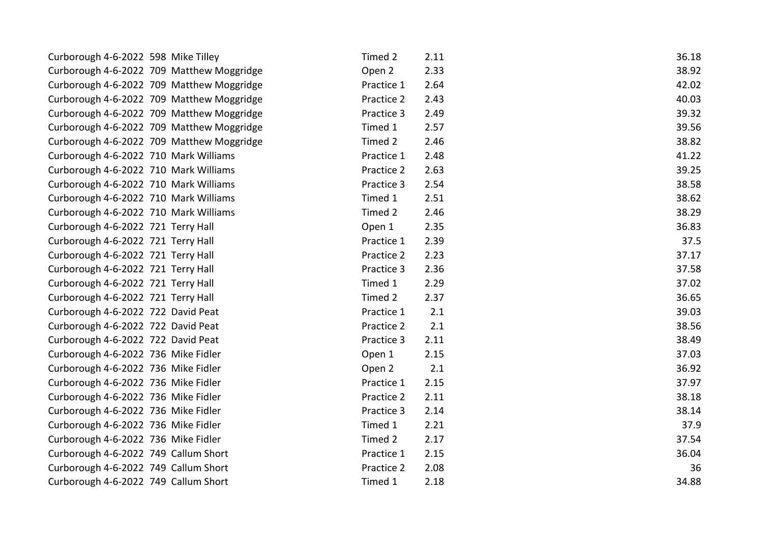| | | | | | |
|---|---|---|---|---|---|
| Curborough 4-6-2022 | 598 | Mike Tilley | Timed 2 | 2.11 | 36.18 |
| Curborough 4-6-2022 | 709 | Matthew Moggridge | Open 2 | 2.33 | 38.92 |
| Curborough 4-6-2022 | 709 | Matthew Moggridge | Practice 1 | 2.64 | 42.02 |
| Curborough 4-6-2022 | 709 | Matthew Moggridge | Practice 2 | 2.43 | 40.03 |
| Curborough 4-6-2022 | 709 | Matthew Moggridge | Practice 3 | 2.49 | 39.32 |
| Curborough 4-6-2022 | 709 | Matthew Moggridge | Timed 1 | 2.57 | 39.56 |
| Curborough 4-6-2022 | 709 | Matthew Moggridge | Timed 2 | 2.46 | 38.82 |
| Curborough 4-6-2022 | 710 | Mark Williams | Practice 1 | 2.48 | 41.22 |
| Curborough 4-6-2022 | 710 | Mark Williams | Practice 2 | 2.63 | 39.25 |
| Curborough 4-6-2022 | 710 | Mark Williams | Practice 3 | 2.54 | 38.58 |
| Curborough 4-6-2022 | 710 | Mark Williams | Timed 1 | 2.51 | 38.62 |
| Curborough 4-6-2022 | 710 | Mark Williams | Timed 2 | 2.46 | 38.29 |
| Curborough 4-6-2022 | 721 | Terry Hall | Open 1 | 2.35 | 36.83 |
| Curborough 4-6-2022 | 721 | Terry Hall | Practice 1 | 2.39 | 37.5 |
| Curborough 4-6-2022 | 721 | Terry Hall | Practice 2 | 2.23 | 37.17 |
| Curborough 4-6-2022 | 721 | Terry Hall | Practice 3 | 2.36 | 37.58 |
| Curborough 4-6-2022 | 721 | Terry Hall | Timed 1 | 2.29 | 37.02 |
| Curborough 4-6-2022 | 721 | Terry Hall | Timed 2 | 2.37 | 36.65 |
| Curborough 4-6-2022 | 722 | David Peat | Practice 1 | 2.1 | 39.03 |
| Curborough 4-6-2022 | 722 | David Peat | Practice 2 | 2.1 | 38.56 |
| Curborough 4-6-2022 | 722 | David Peat | Practice 3 | 2.11 | 38.49 |
| Curborough 4-6-2022 | 736 | Mike Fidler | Open 1 | 2.15 | 37.03 |
| Curborough 4-6-2022 | 736 | Mike Fidler | Open 2 | 2.1 | 36.92 |
| Curborough 4-6-2022 | 736 | Mike Fidler | Practice 1 | 2.15 | 37.97 |
| Curborough 4-6-2022 | 736 | Mike Fidler | Practice 2 | 2.11 | 38.18 |
| Curborough 4-6-2022 | 736 | Mike Fidler | Practice 3 | 2.14 | 38.14 |
| Curborough 4-6-2022 | 736 | Mike Fidler | Timed 1 | 2.21 | 37.9 |
| Curborough 4-6-2022 | 736 | Mike Fidler | Timed 2 | 2.17 | 37.54 |
| Curborough 4-6-2022 | 749 | Callum Short | Practice 1 | 2.15 | 36.04 |
| Curborough 4-6-2022 | 749 | Callum Short | Practice 2 | 2.08 | 36 |
| Curborough 4-6-2022 | 749 | Callum Short | Timed 1 | 2.18 | 34.88 |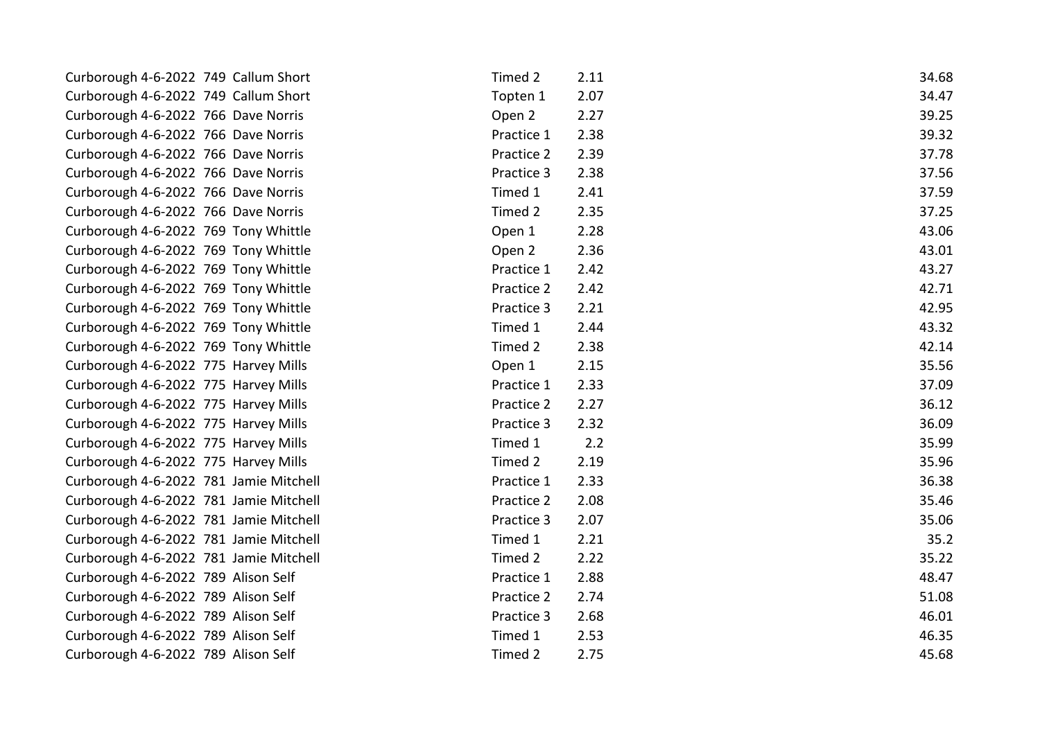| | | | | | |
|---|---|---|---|---|---|
| Curborough 4-6-2022 | 749 | Callum Short | Timed 2 | 2.11 | 34.68 |
| Curborough 4-6-2022 | 749 | Callum Short | Topten 1 | 2.07 | 34.47 |
| Curborough 4-6-2022 | 766 | Dave Norris | Open 2 | 2.27 | 39.25 |
| Curborough 4-6-2022 | 766 | Dave Norris | Practice 1 | 2.38 | 39.32 |
| Curborough 4-6-2022 | 766 | Dave Norris | Practice 2 | 2.39 | 37.78 |
| Curborough 4-6-2022 | 766 | Dave Norris | Practice 3 | 2.38 | 37.56 |
| Curborough 4-6-2022 | 766 | Dave Norris | Timed 1 | 2.41 | 37.59 |
| Curborough 4-6-2022 | 766 | Dave Norris | Timed 2 | 2.35 | 37.25 |
| Curborough 4-6-2022 | 769 | Tony Whittle | Open 1 | 2.28 | 43.06 |
| Curborough 4-6-2022 | 769 | Tony Whittle | Open 2 | 2.36 | 43.01 |
| Curborough 4-6-2022 | 769 | Tony Whittle | Practice 1 | 2.42 | 43.27 |
| Curborough 4-6-2022 | 769 | Tony Whittle | Practice 2 | 2.42 | 42.71 |
| Curborough 4-6-2022 | 769 | Tony Whittle | Practice 3 | 2.21 | 42.95 |
| Curborough 4-6-2022 | 769 | Tony Whittle | Timed 1 | 2.44 | 43.32 |
| Curborough 4-6-2022 | 769 | Tony Whittle | Timed 2 | 2.38 | 42.14 |
| Curborough 4-6-2022 | 775 | Harvey Mills | Open 1 | 2.15 | 35.56 |
| Curborough 4-6-2022 | 775 | Harvey Mills | Practice 1 | 2.33 | 37.09 |
| Curborough 4-6-2022 | 775 | Harvey Mills | Practice 2 | 2.27 | 36.12 |
| Curborough 4-6-2022 | 775 | Harvey Mills | Practice 3 | 2.32 | 36.09 |
| Curborough 4-6-2022 | 775 | Harvey Mills | Timed 1 | 2.2 | 35.99 |
| Curborough 4-6-2022 | 775 | Harvey Mills | Timed 2 | 2.19 | 35.96 |
| Curborough 4-6-2022 | 781 | Jamie Mitchell | Practice 1 | 2.33 | 36.38 |
| Curborough 4-6-2022 | 781 | Jamie Mitchell | Practice 2 | 2.08 | 35.46 |
| Curborough 4-6-2022 | 781 | Jamie Mitchell | Practice 3 | 2.07 | 35.06 |
| Curborough 4-6-2022 | 781 | Jamie Mitchell | Timed 1 | 2.21 | 35.2 |
| Curborough 4-6-2022 | 781 | Jamie Mitchell | Timed 2 | 2.22 | 35.22 |
| Curborough 4-6-2022 | 789 | Alison Self | Practice 1 | 2.88 | 48.47 |
| Curborough 4-6-2022 | 789 | Alison Self | Practice 2 | 2.74 | 51.08 |
| Curborough 4-6-2022 | 789 | Alison Self | Practice 3 | 2.68 | 46.01 |
| Curborough 4-6-2022 | 789 | Alison Self | Timed 1 | 2.53 | 46.35 |
| Curborough 4-6-2022 | 789 | Alison Self | Timed 2 | 2.75 | 45.68 |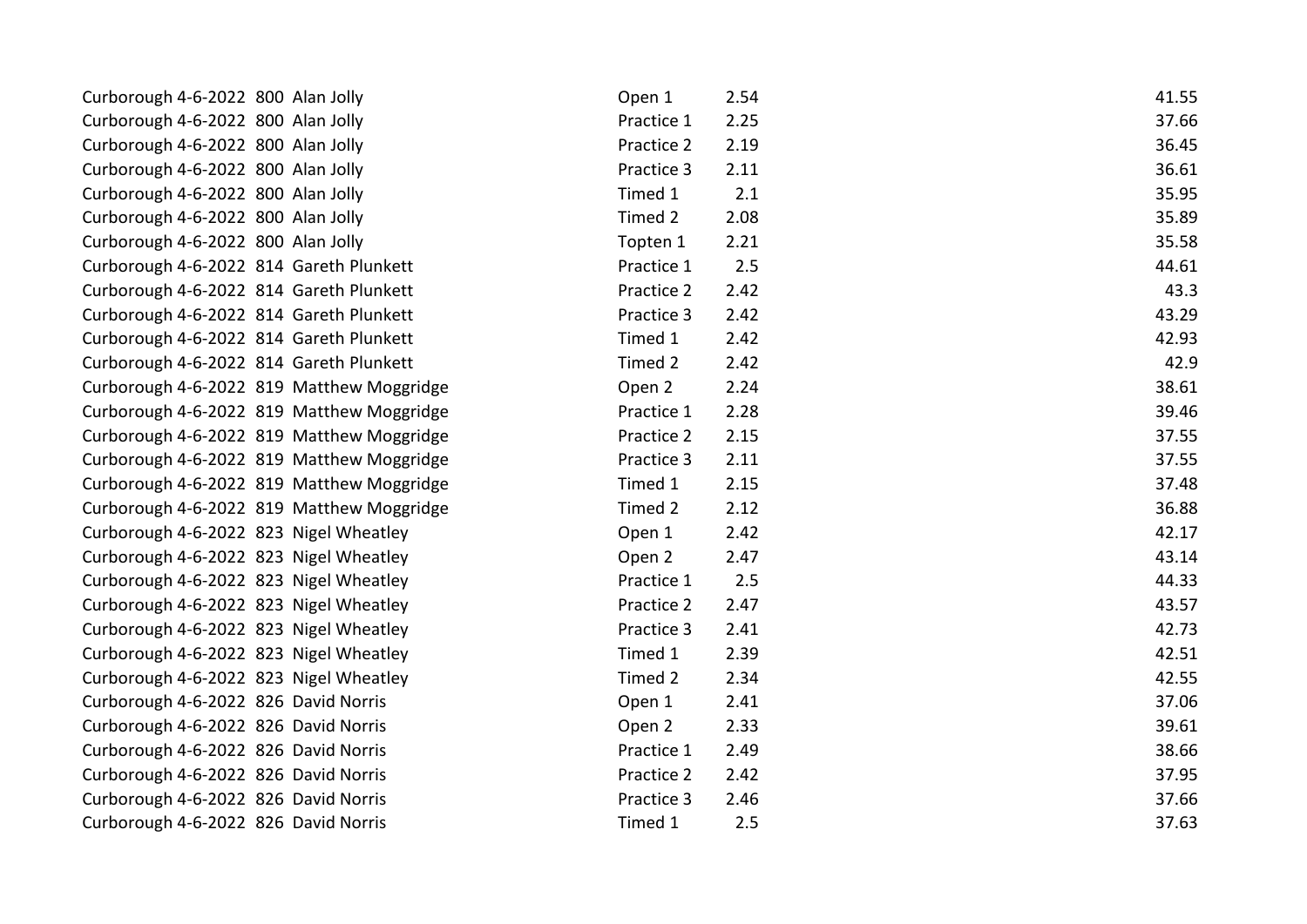| | | | | | |
|---|---|---|---|---|---|
| Curborough 4-6-2022 | 800 | Alan Jolly | Open 1 | 2.54 | 41.55 |
| Curborough 4-6-2022 | 800 | Alan Jolly | Practice 1 | 2.25 | 37.66 |
| Curborough 4-6-2022 | 800 | Alan Jolly | Practice 2 | 2.19 | 36.45 |
| Curborough 4-6-2022 | 800 | Alan Jolly | Practice 3 | 2.11 | 36.61 |
| Curborough 4-6-2022 | 800 | Alan Jolly | Timed 1 | 2.1 | 35.95 |
| Curborough 4-6-2022 | 800 | Alan Jolly | Timed 2 | 2.08 | 35.89 |
| Curborough 4-6-2022 | 800 | Alan Jolly | Topten 1 | 2.21 | 35.58 |
| Curborough 4-6-2022 | 814 | Gareth Plunkett | Practice 1 | 2.5 | 44.61 |
| Curborough 4-6-2022 | 814 | Gareth Plunkett | Practice 2 | 2.42 | 43.3 |
| Curborough 4-6-2022 | 814 | Gareth Plunkett | Practice 3 | 2.42 | 43.29 |
| Curborough 4-6-2022 | 814 | Gareth Plunkett | Timed 1 | 2.42 | 42.93 |
| Curborough 4-6-2022 | 814 | Gareth Plunkett | Timed 2 | 2.42 | 42.9 |
| Curborough 4-6-2022 | 819 | Matthew Moggridge | Open 2 | 2.24 | 38.61 |
| Curborough 4-6-2022 | 819 | Matthew Moggridge | Practice 1 | 2.28 | 39.46 |
| Curborough 4-6-2022 | 819 | Matthew Moggridge | Practice 2 | 2.15 | 37.55 |
| Curborough 4-6-2022 | 819 | Matthew Moggridge | Practice 3 | 2.11 | 37.55 |
| Curborough 4-6-2022 | 819 | Matthew Moggridge | Timed 1 | 2.15 | 37.48 |
| Curborough 4-6-2022 | 819 | Matthew Moggridge | Timed 2 | 2.12 | 36.88 |
| Curborough 4-6-2022 | 823 | Nigel Wheatley | Open 1 | 2.42 | 42.17 |
| Curborough 4-6-2022 | 823 | Nigel Wheatley | Open 2 | 2.47 | 43.14 |
| Curborough 4-6-2022 | 823 | Nigel Wheatley | Practice 1 | 2.5 | 44.33 |
| Curborough 4-6-2022 | 823 | Nigel Wheatley | Practice 2 | 2.47 | 43.57 |
| Curborough 4-6-2022 | 823 | Nigel Wheatley | Practice 3 | 2.41 | 42.73 |
| Curborough 4-6-2022 | 823 | Nigel Wheatley | Timed 1 | 2.39 | 42.51 |
| Curborough 4-6-2022 | 823 | Nigel Wheatley | Timed 2 | 2.34 | 42.55 |
| Curborough 4-6-2022 | 826 | David Norris | Open 1 | 2.41 | 37.06 |
| Curborough 4-6-2022 | 826 | David Norris | Open 2 | 2.33 | 39.61 |
| Curborough 4-6-2022 | 826 | David Norris | Practice 1 | 2.49 | 38.66 |
| Curborough 4-6-2022 | 826 | David Norris | Practice 2 | 2.42 | 37.95 |
| Curborough 4-6-2022 | 826 | David Norris | Practice 3 | 2.46 | 37.66 |
| Curborough 4-6-2022 | 826 | David Norris | Timed 1 | 2.5 | 37.63 |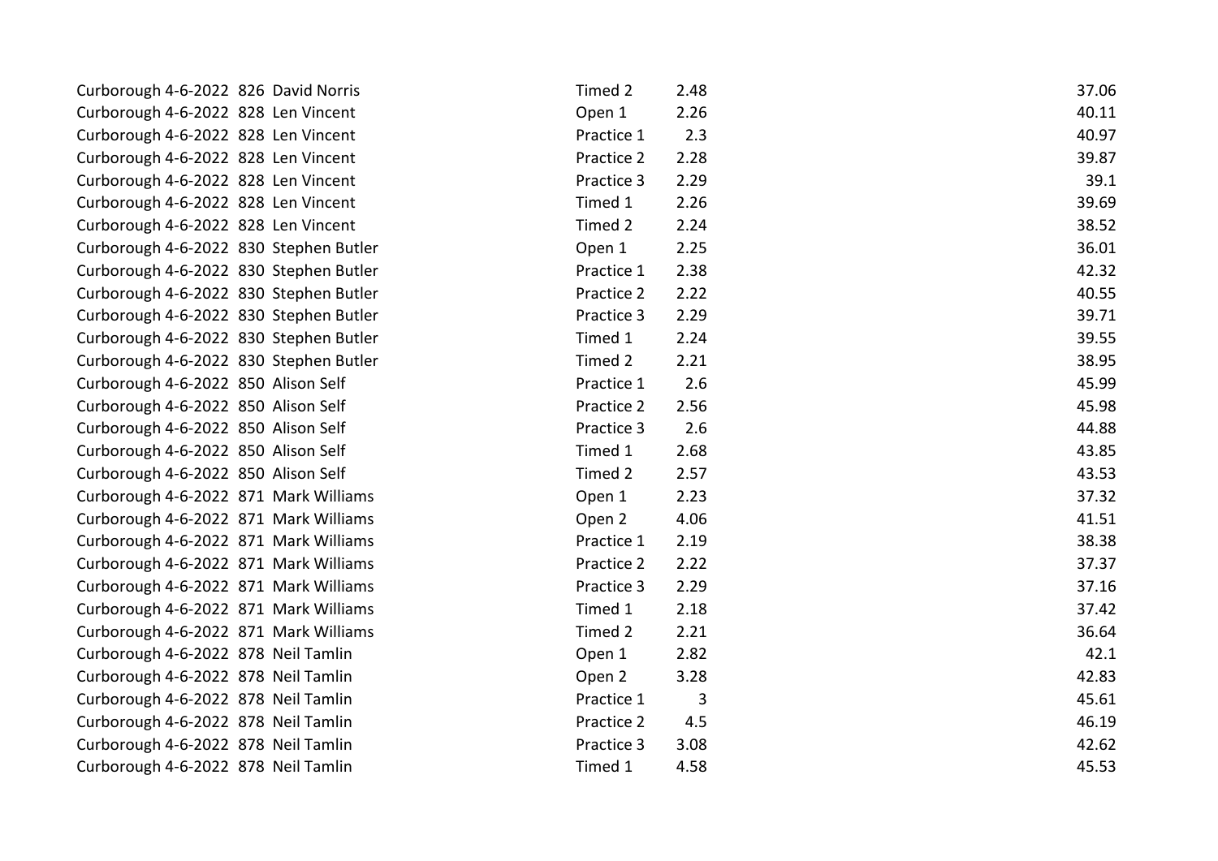| | | | | | | |
|---|---|---|---|---|---|---|
| Curborough | 4-6-2022 | 826 | David Norris | Timed 2 | 2.48 | 37.06 |
| Curborough | 4-6-2022 | 828 | Len Vincent | Open 1 | 2.26 | 40.11 |
| Curborough | 4-6-2022 | 828 | Len Vincent | Practice 1 | 2.3 | 40.97 |
| Curborough | 4-6-2022 | 828 | Len Vincent | Practice 2 | 2.28 | 39.87 |
| Curborough | 4-6-2022 | 828 | Len Vincent | Practice 3 | 2.29 | 39.1 |
| Curborough | 4-6-2022 | 828 | Len Vincent | Timed 1 | 2.26 | 39.69 |
| Curborough | 4-6-2022 | 828 | Len Vincent | Timed 2 | 2.24 | 38.52 |
| Curborough | 4-6-2022 | 830 | Stephen Butler | Open 1 | 2.25 | 36.01 |
| Curborough | 4-6-2022 | 830 | Stephen Butler | Practice 1 | 2.38 | 42.32 |
| Curborough | 4-6-2022 | 830 | Stephen Butler | Practice 2 | 2.22 | 40.55 |
| Curborough | 4-6-2022 | 830 | Stephen Butler | Practice 3 | 2.29 | 39.71 |
| Curborough | 4-6-2022 | 830 | Stephen Butler | Timed 1 | 2.24 | 39.55 |
| Curborough | 4-6-2022 | 830 | Stephen Butler | Timed 2 | 2.21 | 38.95 |
| Curborough | 4-6-2022 | 850 | Alison Self | Practice 1 | 2.6 | 45.99 |
| Curborough | 4-6-2022 | 850 | Alison Self | Practice 2 | 2.56 | 45.98 |
| Curborough | 4-6-2022 | 850 | Alison Self | Practice 3 | 2.6 | 44.88 |
| Curborough | 4-6-2022 | 850 | Alison Self | Timed 1 | 2.68 | 43.85 |
| Curborough | 4-6-2022 | 850 | Alison Self | Timed 2 | 2.57 | 43.53 |
| Curborough | 4-6-2022 | 871 | Mark Williams | Open 1 | 2.23 | 37.32 |
| Curborough | 4-6-2022 | 871 | Mark Williams | Open 2 | 4.06 | 41.51 |
| Curborough | 4-6-2022 | 871 | Mark Williams | Practice 1 | 2.19 | 38.38 |
| Curborough | 4-6-2022 | 871 | Mark Williams | Practice 2 | 2.22 | 37.37 |
| Curborough | 4-6-2022 | 871 | Mark Williams | Practice 3 | 2.29 | 37.16 |
| Curborough | 4-6-2022 | 871 | Mark Williams | Timed 1 | 2.18 | 37.42 |
| Curborough | 4-6-2022 | 871 | Mark Williams | Timed 2 | 2.21 | 36.64 |
| Curborough | 4-6-2022 | 878 | Neil Tamlin | Open 1 | 2.82 | 42.1 |
| Curborough | 4-6-2022 | 878 | Neil Tamlin | Open 2 | 3.28 | 42.83 |
| Curborough | 4-6-2022 | 878 | Neil Tamlin | Practice 1 | 3 | 45.61 |
| Curborough | 4-6-2022 | 878 | Neil Tamlin | Practice 2 | 4.5 | 46.19 |
| Curborough | 4-6-2022 | 878 | Neil Tamlin | Practice 3 | 3.08 | 42.62 |
| Curborough | 4-6-2022 | 878 | Neil Tamlin | Timed 1 | 4.58 | 45.53 |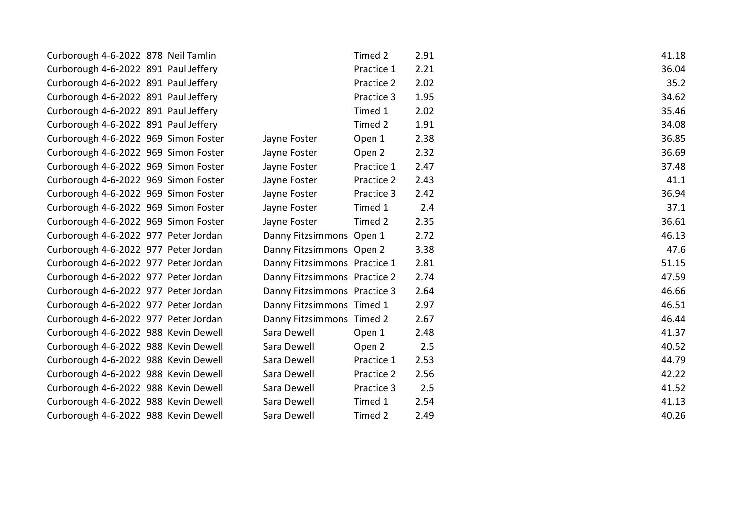| | | | | | | |
|---|---|---|---|---|---|---|
| Curborough 4-6-2022 | 878 | Neil Tamlin | | Timed 2 | 2.91 | 41.18 |
| Curborough 4-6-2022 | 891 | Paul Jeffery | | Practice 1 | 2.21 | 36.04 |
| Curborough 4-6-2022 | 891 | Paul Jeffery | | Practice 2 | 2.02 | 35.2 |
| Curborough 4-6-2022 | 891 | Paul Jeffery | | Practice 3 | 1.95 | 34.62 |
| Curborough 4-6-2022 | 891 | Paul Jeffery | | Timed 1 | 2.02 | 35.46 |
| Curborough 4-6-2022 | 891 | Paul Jeffery | | Timed 2 | 1.91 | 34.08 |
| Curborough 4-6-2022 | 969 | Simon Foster | Jayne Foster | Open 1 | 2.38 | 36.85 |
| Curborough 4-6-2022 | 969 | Simon Foster | Jayne Foster | Open 2 | 2.32 | 36.69 |
| Curborough 4-6-2022 | 969 | Simon Foster | Jayne Foster | Practice 1 | 2.47 | 37.48 |
| Curborough 4-6-2022 | 969 | Simon Foster | Jayne Foster | Practice 2 | 2.43 | 41.1 |
| Curborough 4-6-2022 | 969 | Simon Foster | Jayne Foster | Practice 3 | 2.42 | 36.94 |
| Curborough 4-6-2022 | 969 | Simon Foster | Jayne Foster | Timed 1 | 2.4 | 37.1 |
| Curborough 4-6-2022 | 969 | Simon Foster | Jayne Foster | Timed 2 | 2.35 | 36.61 |
| Curborough 4-6-2022 | 977 | Peter Jordan | Danny Fitzsimmons | Open 1 | 2.72 | 46.13 |
| Curborough 4-6-2022 | 977 | Peter Jordan | Danny Fitzsimmons | Open 2 | 3.38 | 47.6 |
| Curborough 4-6-2022 | 977 | Peter Jordan | Danny Fitzsimmons | Practice 1 | 2.81 | 51.15 |
| Curborough 4-6-2022 | 977 | Peter Jordan | Danny Fitzsimmons | Practice 2 | 2.74 | 47.59 |
| Curborough 4-6-2022 | 977 | Peter Jordan | Danny Fitzsimmons | Practice 3 | 2.64 | 46.66 |
| Curborough 4-6-2022 | 977 | Peter Jordan | Danny Fitzsimmons | Timed 1 | 2.97 | 46.51 |
| Curborough 4-6-2022 | 977 | Peter Jordan | Danny Fitzsimmons | Timed 2 | 2.67 | 46.44 |
| Curborough 4-6-2022 | 988 | Kevin Dewell | Sara Dewell | Open 1 | 2.48 | 41.37 |
| Curborough 4-6-2022 | 988 | Kevin Dewell | Sara Dewell | Open 2 | 2.5 | 40.52 |
| Curborough 4-6-2022 | 988 | Kevin Dewell | Sara Dewell | Practice 1 | 2.53 | 44.79 |
| Curborough 4-6-2022 | 988 | Kevin Dewell | Sara Dewell | Practice 2 | 2.56 | 42.22 |
| Curborough 4-6-2022 | 988 | Kevin Dewell | Sara Dewell | Practice 3 | 2.5 | 41.52 |
| Curborough 4-6-2022 | 988 | Kevin Dewell | Sara Dewell | Timed 1 | 2.54 | 41.13 |
| Curborough 4-6-2022 | 988 | Kevin Dewell | Sara Dewell | Timed 2 | 2.49 | 40.26 |